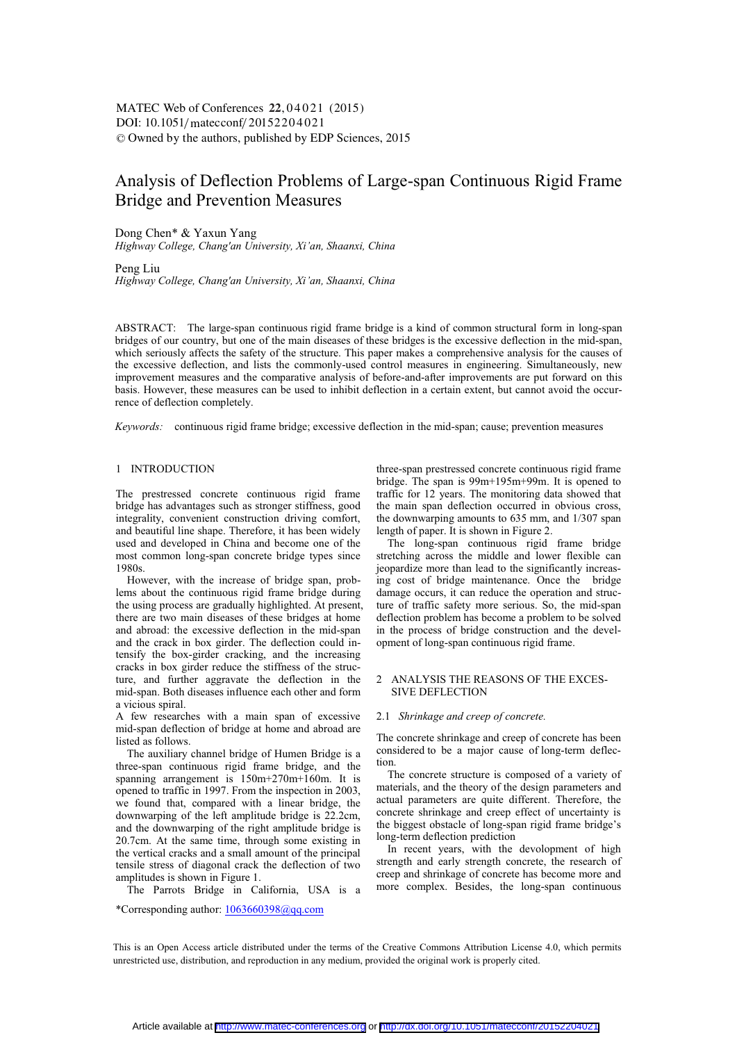MATEC Web of Conferences **22**, 04021 (2015)
DOI: 10.1051/matecconf/20152204021
© Owned by the authors, published by EDP Sciences, 2015

# Analysis of Deflection Problems of Large-span Continuous Rigid Frame Bridge and Prevention Measures

Dong Chen* & Yaxun Yang
*Highway College, Chang'an University, Xi'an, Shaanxi, China*

Peng Liu
*Highway College, Chang'an University, Xi'an, Shaanxi, China*

ABSTRACT: The large-span continuous rigid frame bridge is a kind of common structural form in long-span bridges of our country, but one of the main diseases of these bridges is the excessive deflection in the mid-span, which seriously affects the safety of the structure. This paper makes a comprehensive analysis for the causes of the excessive deflection, and lists the commonly-used control measures in engineering. Simultaneously, new improvement measures and the comparative analysis of before-and-after improvements are put forward on this basis. However, these measures can be used to inhibit deflection in a certain extent, but cannot avoid the occurrence of deflection completely.

*Keywords:* continuous rigid frame bridge; excessive deflection in the mid-span; cause; prevention measures

## 1 INTRODUCTION

The prestressed concrete continuous rigid frame bridge has advantages such as stronger stiffness, good integrality, convenient construction driving comfort, and beautiful line shape. Therefore, it has been widely used and developed in China and become one of the most common long-span concrete bridge types since 1980s.

However, with the increase of bridge span, problems about the continuous rigid frame bridge during the using process are gradually highlighted. At present, there are two main diseases of these bridges at home and abroad: the excessive deflection in the mid-span and the crack in box girder. The deflection could intensify the box-girder cracking, and the increasing cracks in box girder reduce the stiffness of the structure, and further aggravate the deflection in the mid-span. Both diseases influence each other and form a vicious spiral.

A few researches with a main span of excessive mid-span deflection of bridge at home and abroad are listed as follows.

The auxiliary channel bridge of Humen Bridge is a three-span continuous rigid frame bridge, and the spanning arrangement is 150m+270m+160m. It is opened to traffic in 1997. From the inspection in 2003, we found that, compared with a linear bridge, the downwarping of the left amplitude bridge is 22.2cm, and the downwarping of the right amplitude bridge is 20.7cm. At the same time, through some existing in the vertical cracks and a small amount of the principal tensile stress of diagonal crack the deflection of two amplitudes is shown in Figure 1.

The Parrots Bridge in California, USA is a three-span prestressed concrete continuous rigid frame bridge. The span is 99m+195m+99m. It is opened to traffic for 12 years. The monitoring data showed that the main span deflection occurred in obvious cross, the downwarping amounts to 635 mm, and 1/307 span length of paper. It is shown in Figure 2.

The long-span continuous rigid frame bridge stretching across the middle and lower flexible can jeopardize more than lead to the significantly increasing cost of bridge maintenance. Once the bridge damage occurs, it can reduce the operation and structure of traffic safety more serious. So, the mid-span deflection problem has become a problem to be solved in the process of bridge construction and the development of long-span continuous rigid frame.

## 2 ANALYSIS THE REASONS OF THE EXCESSIVE DEFLECTION

### 2.1 *Shrinkage and creep of concrete.*

The concrete shrinkage and creep of concrete has been considered to be a major cause of long-term deflection.

The concrete structure is composed of a variety of materials, and the theory of the design parameters and actual parameters are quite different. Therefore, the concrete shrinkage and creep effect of uncertainty is the biggest obstacle of long-span rigid frame bridge's long-term deflection prediction

In recent years, with the devolopment of high strength and early strength concrete, the research of creep and shrinkage of concrete has become more and more complex. Besides, the long-span continuous

*Corresponding author: 1063660398@qq.com

This is an Open Access article distributed under the terms of the Creative Commons Attribution License 4.0, which permits unrestricted use, distribution, and reproduction in any medium, provided the original work is properly cited.

Article available at http://www.matec-conferences.org or http://dx.doi.org/10.1051/matecconf/20152204021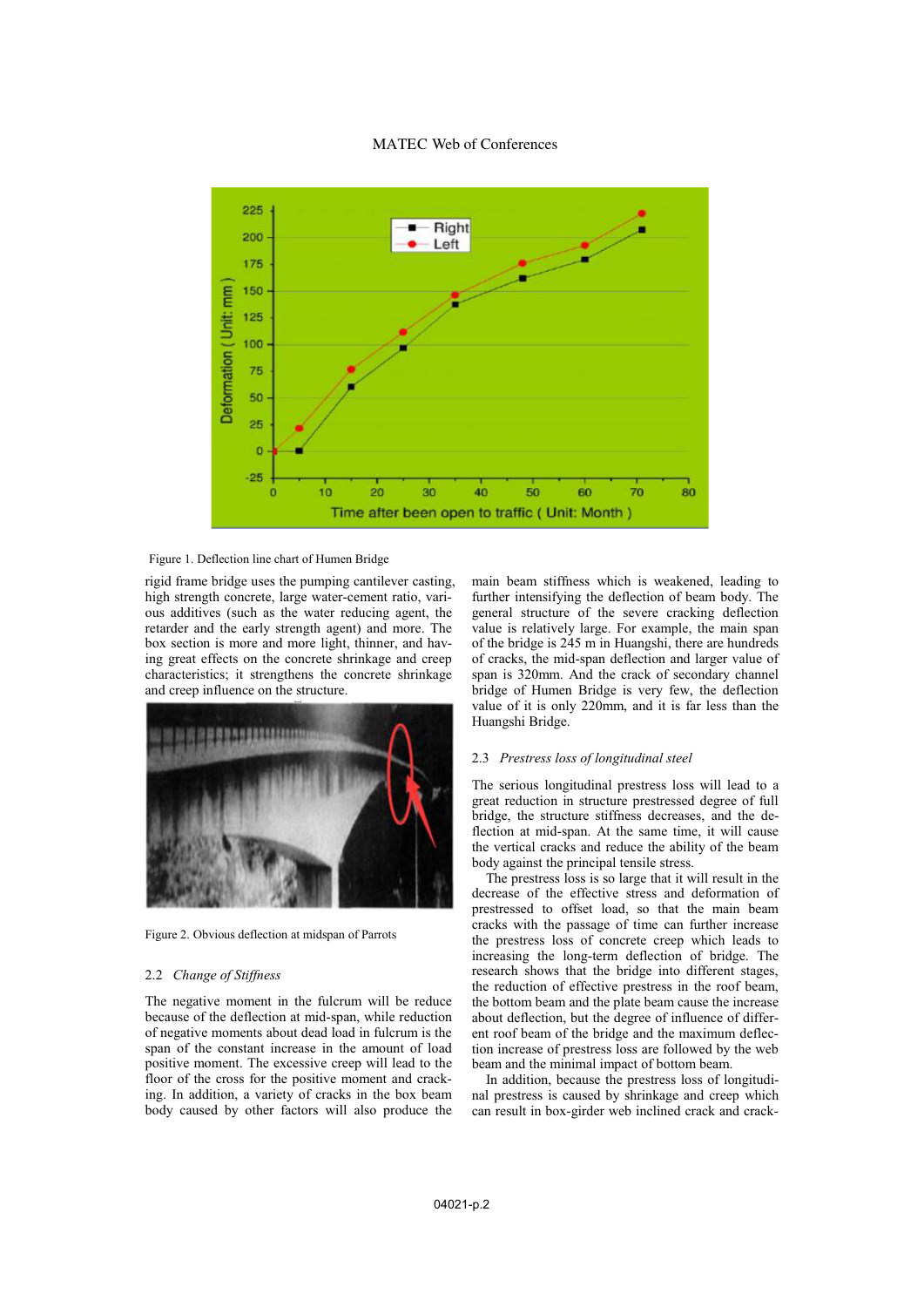Figure 1. Deflection line chart of Humen Bridge

rigid frame bridge uses the pumping cantilever casting, high strength concrete, large water-cement ratio, various additives (such as the water reducing agent, the retarder and the early strength agent) and more. The box section is more and more light, thinner, and having great effects on the concrete shrinkage and creep characteristics; it strengthens the concrete shrinkage and creep influence on the structure.

Figure 2. Obvious deflection at midspan of Parrots

## 2.2 *Change of Stiffness*

The negative moment in the fulcrum will be reduce because of the deflection at mid-span, while reduction of negative moments about dead load in fulcrum is the span of the constant increase in the amount of load positive moment. The excessive creep will lead to the floor of the cross for the positive moment and cracking. In addition, a variety of cracks in the box beam body caused by other factors will also produce the main beam stiffness which is weakened, leading to further intensifying the deflection of beam body. The general structure of the severe cracking deflection value is relatively large. For example, the main span of the bridge is 245 m in Huangshi, there are hundreds of cracks, the mid-span deflection and larger value of span is 320mm. And the crack of secondary channel bridge of Humen Bridge is very few, the deflection value of it is only 220mm, and it is far less than the Huangshi Bridge.

## 2.3 *Prestress loss of longitudinal steel*

The serious longitudinal prestress loss will lead to a great reduction in structure prestressed degree of full bridge, the structure stiffness decreases, and the deflection at mid-span. At the same time, it will cause the vertical cracks and reduce the ability of the beam body against the principal tensile stress.

The prestress loss is so large that it will result in the decrease of the effective stress and deformation of prestressed to offset load, so that the main beam cracks with the passage of time can further increase the prestress loss of concrete creep which leads to increasing the long-term deflection of bridge. The research shows that the bridge into different stages, the reduction of effective prestress in the roof beam, the bottom beam and the plate beam cause the increase about deflection, but the degree of influence of different roof beam of the bridge and the maximum deflection increase of prestress loss are followed by the web beam and the minimal impact of bottom beam.

In addition, because the prestress loss of longitudinal prestress is caused by shrinkage and creep which can result in box-girder web inclined crack and crack-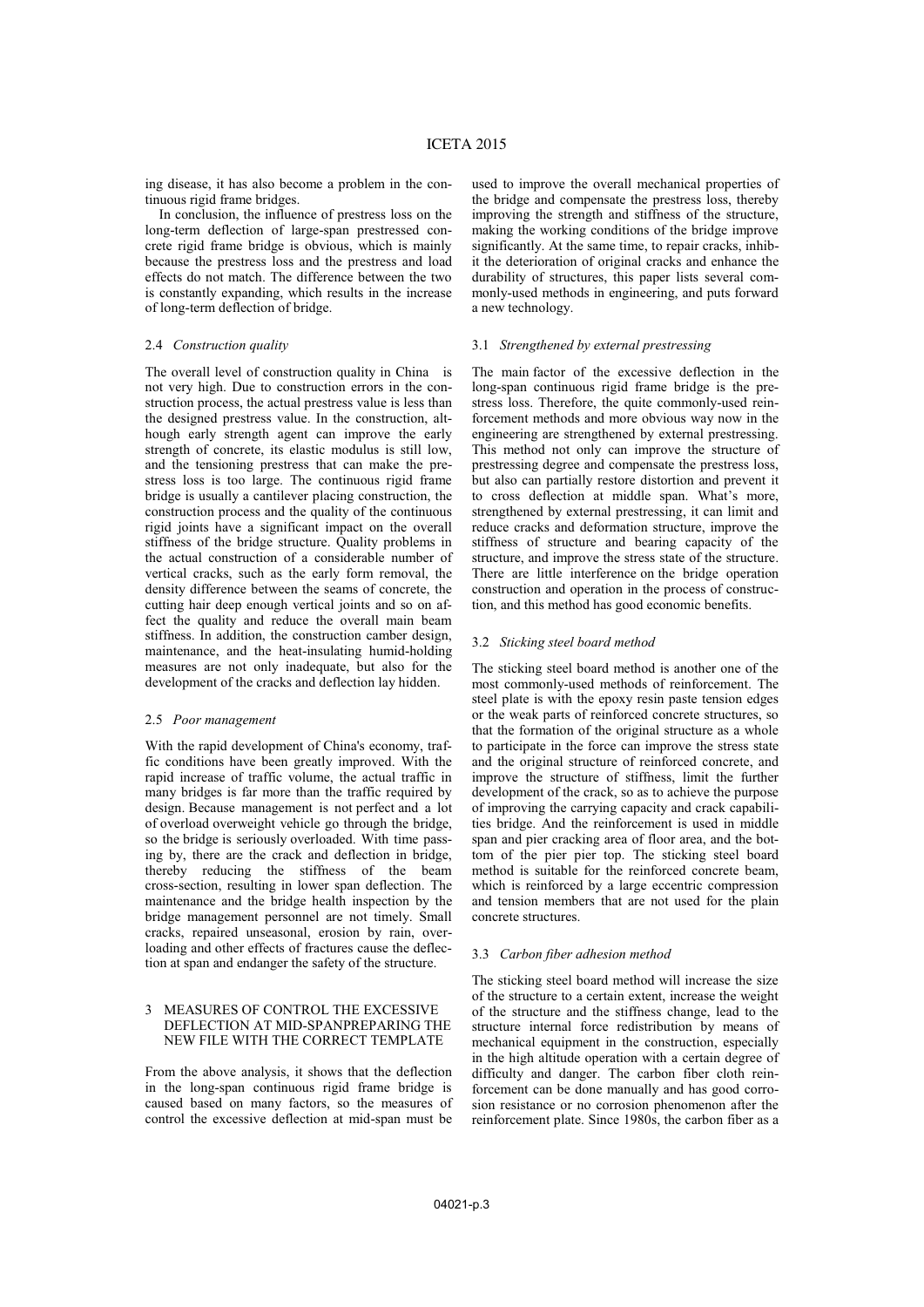ing disease, it has also become a problem in the continuous rigid frame bridges.

In conclusion, the influence of prestress loss on the long-term deflection of large-span prestressed concrete rigid frame bridge is obvious, which is mainly because the prestress loss and the prestress and load effects do not match. The difference between the two is constantly expanding, which results in the increase of long-term deflection of bridge.

### 2.4 *Construction quality*

The overall level of construction quality in China is not very high. Due to construction errors in the construction process, the actual prestress value is less than the designed prestress value. In the construction, although early strength agent can improve the early strength of concrete, its elastic modulus is still low, and the tensioning prestress that can make the prestress loss is too large. The continuous rigid frame bridge is usually a cantilever placing construction, the construction process and the quality of the continuous rigid joints have a significant impact on the overall stiffness of the bridge structure. Quality problems in the actual construction of a considerable number of vertical cracks, such as the early form removal, the density difference between the seams of concrete, the cutting hair deep enough vertical joints and so on affect the quality and reduce the overall main beam stiffness. In addition, the construction camber design, maintenance, and the heat-insulating humid-holding measures are not only inadequate, but also for the development of the cracks and deflection lay hidden.

### 2.5 *Poor management*

With the rapid development of China's economy, traffic conditions have been greatly improved. With the rapid increase of traffic volume, the actual traffic in many bridges is far more than the traffic required by design. Because management is not perfect and a lot of overload overweight vehicle go through the bridge, so the bridge is seriously overloaded. With time passing by, there are the crack and deflection in bridge, thereby reducing the stiffness of the beam cross-section, resulting in lower span deflection. The maintenance and the bridge health inspection by the bridge management personnel are not timely. Small cracks, repaired unseasonal, erosion by rain, overloading and other effects of fractures cause the deflection at span and endanger the safety of the structure.

## 3 MEASURES OF CONTROL THE EXCESSIVE DEFLECTION AT MID-SPANPREPARING THE NEW FILE WITH THE CORRECT TEMPLATE

From the above analysis, it shows that the deflection in the long-span continuous rigid frame bridge is caused based on many factors, so the measures of control the excessive deflection at mid-span must be used to improve the overall mechanical properties of the bridge and compensate the prestress loss, thereby improving the strength and stiffness of the structure, making the working conditions of the bridge improve significantly. At the same time, to repair cracks, inhibit the deterioration of original cracks and enhance the durability of structures, this paper lists several commonly-used methods in engineering, and puts forward a new technology.

### 3.1 *Strengthened by external prestressing*

The main factor of the excessive deflection in the long-span continuous rigid frame bridge is the prestress loss. Therefore, the quite commonly-used reinforcement methods and more obvious way now in the engineering are strengthened by external prestressing. This method not only can improve the structure of prestressing degree and compensate the prestress loss, but also can partially restore distortion and prevent it to cross deflection at middle span. What's more, strengthened by external prestressing, it can limit and reduce cracks and deformation structure, improve the stiffness of structure and bearing capacity of the structure, and improve the stress state of the structure. There are little interference on the bridge operation construction and operation in the process of construction, and this method has good economic benefits.

### 3.2 *Sticking steel board method*

The sticking steel board method is another one of the most commonly-used methods of reinforcement. The steel plate is with the epoxy resin paste tension edges or the weak parts of reinforced concrete structures, so that the formation of the original structure as a whole to participate in the force can improve the stress state and the original structure of reinforced concrete, and improve the structure of stiffness, limit the further development of the crack, so as to achieve the purpose of improving the carrying capacity and crack capabilities bridge. And the reinforcement is used in middle span and pier cracking area of floor area, and the bottom of the pier pier top. The sticking steel board method is suitable for the reinforced concrete beam, which is reinforced by a large eccentric compression and tension members that are not used for the plain concrete structures.

### 3.3 *Carbon fiber adhesion method*

The sticking steel board method will increase the size of the structure to a certain extent, increase the weight of the structure and the stiffness change, lead to the structure internal force redistribution by means of mechanical equipment in the construction, especially in the high altitude operation with a certain degree of difficulty and danger. The carbon fiber cloth reinforcement can be done manually and has good corrosion resistance or no corrosion phenomenon after the reinforcement plate. Since 1980s, the carbon fiber as a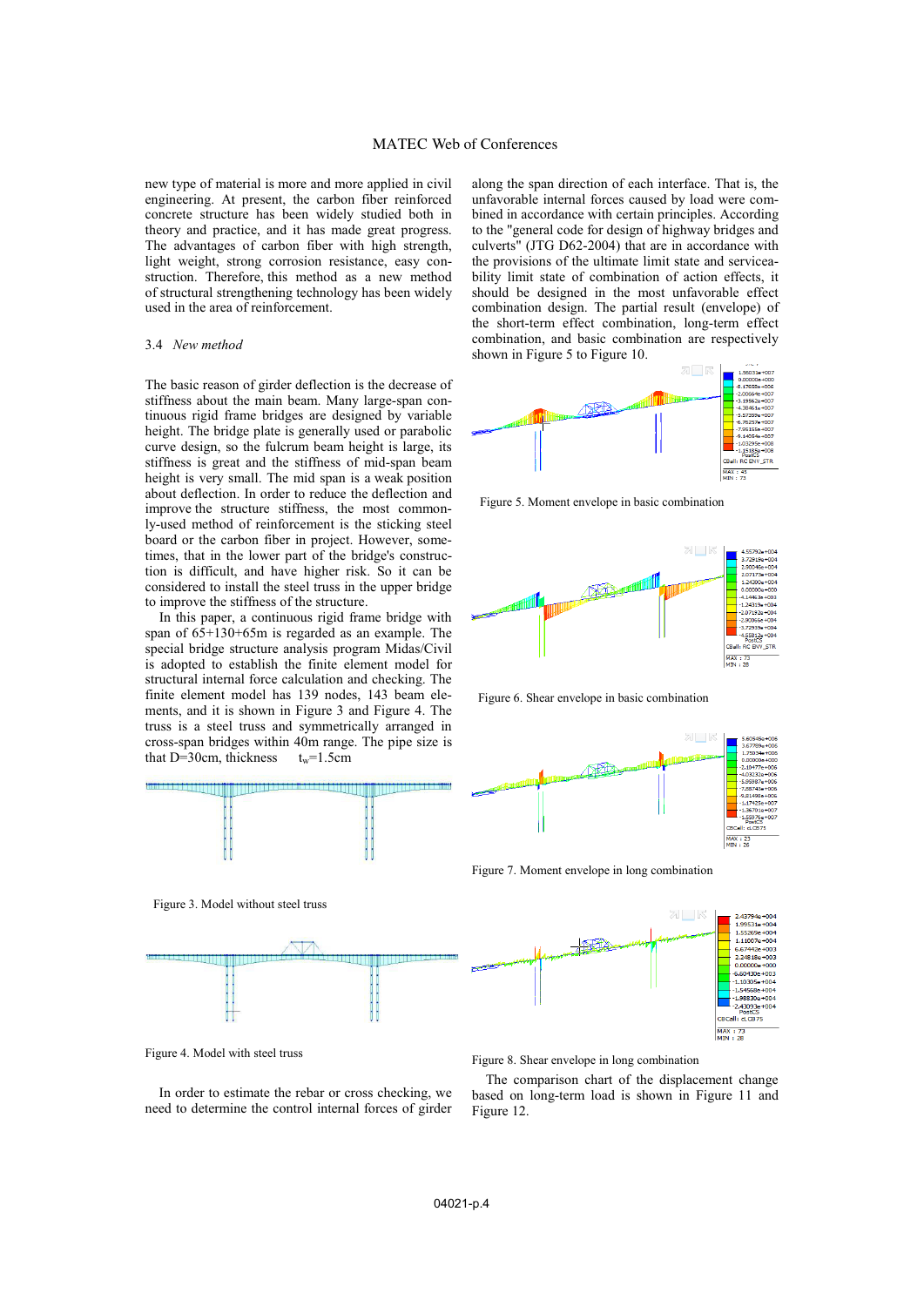new type of material is more and more applied in civil engineering. At present, the carbon fiber reinforced concrete structure has been widely studied both in theory and practice, and it has made great progress. The advantages of carbon fiber with high strength, light weight, strong corrosion resistance, easy construction. Therefore, this method as a new method of structural strengthening technology has been widely used in the area of reinforcement.

### 3.4 *New method*

The basic reason of girder deflection is the decrease of stiffness about the main beam. Many large-span continuous rigid frame bridges are designed by variable height. The bridge plate is generally used or parabolic curve design, so the fulcrum beam height is large, its stiffness is great and the stiffness of mid-span beam height is very small. The mid span is a weak position about deflection. In order to reduce the deflection and improve the structure stiffness, the most commonly-used method of reinforcement is the sticking steel board or the carbon fiber in project. However, sometimes, that in the lower part of the bridge's construction is difficult, and have higher risk. So it can be considered to install the steel truss in the upper bridge to improve the stiffness of the structure.

In this paper, a continuous rigid frame bridge with span of 65+130+65m is regarded as an example. The special bridge structure analysis program Midas/Civil is adopted to establish the finite element model for structural internal force calculation and checking. The finite element model has 139 nodes, 143 beam elements, and it is shown in Figure 3 and Figure 4. The truss is a steel truss and symmetrically arranged in cross-span bridges within 40m range. The pipe size is that D=30cm, thickness $t_w$=1.5cm

Figure 3. Model without steel truss

Figure 4. Model with steel truss

In order to estimate the rebar or cross checking, we need to determine the control internal forces of girder along the span direction of each interface. That is, the unfavorable internal forces caused by load were combined in accordance with certain principles. According to the "general code for design of highway bridges and culverts" (JTG D62-2004) that are in accordance with the provisions of the ultimate limit state and serviceability limit state of combination of action effects, it should be designed in the most unfavorable effect combination design. The partial result (envelope) of the short-term effect combination, long-term effect combination, and basic combination are respectively shown in Figure 5 to Figure 10.

Figure 5. Moment envelope in basic combination

Figure 6. Shear envelope in basic combination

Figure 7. Moment envelope in long combination

Figure 8. Shear envelope in long combination

The comparison chart of the displacement change based on long-term load is shown in Figure 11 and Figure 12.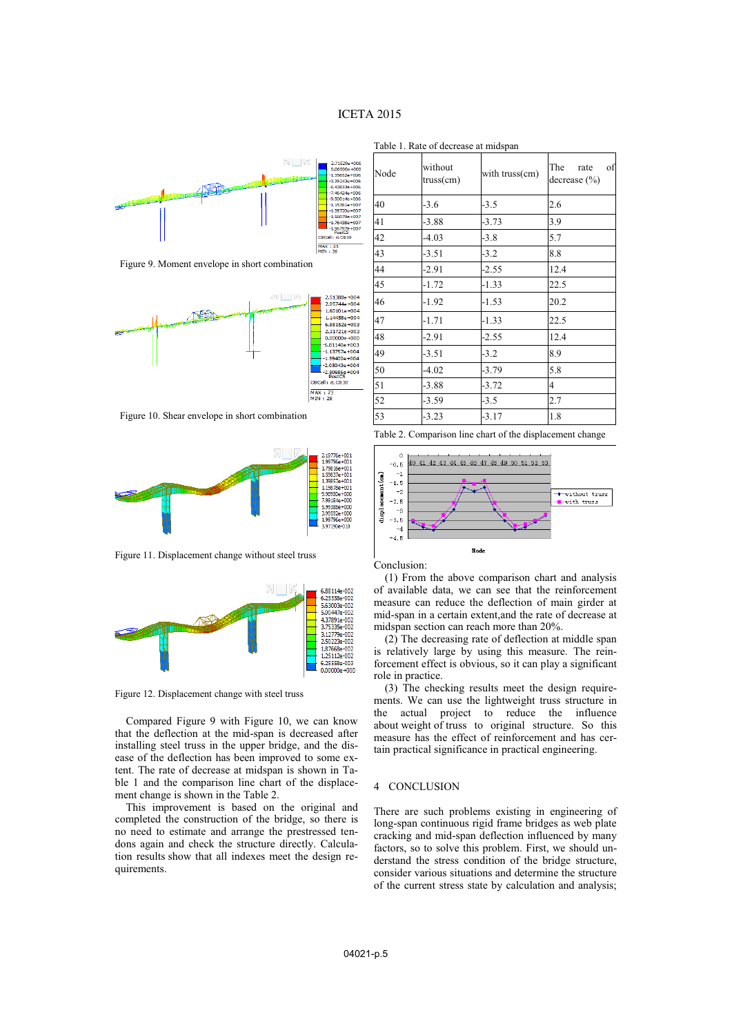Figure 9. Moment envelope in short combination

Figure 10. Shear envelope in short combination

Figure 11. Displacement change without steel truss

Figure 12. Displacement change with steel truss

Compared Figure 9 with Figure 10, we can know that the deflection at the mid-span is decreased after installing steel truss in the upper bridge, and the disease of the deflection has been improved to some extent. The rate of decrease at midspan is shown in Table 1 and the comparison line chart of the displacement change is shown in the Table 2.

This improvement is based on the original and completed the construction of the bridge, so there is no need to estimate and arrange the prestressed tendons again and check the structure directly. Calculation results show that all indexes meet the design requirements.

Table 1. Rate of decrease at midspan

| Node | without truss(cm) | with truss(cm) | The rate of decrease (%) |
|---|---|---|---|
| 40 | -3.6 | -3.5 | 2.6 |
| 41 | -3.88 | -3.73 | 3.9 |
| 42 | -4.03 | -3.8 | 5.7 |
| 43 | -3.51 | -3.2 | 8.8 |
| 44 | -2.91 | -2.55 | 12.4 |
| 45 | -1.72 | -1.33 | 22.5 |
| 46 | -1.92 | -1.53 | 20.2 |
| 47 | -1.71 | -1.33 | 22.5 |
| 48 | -2.91 | -2.55 | 12.4 |
| 49 | -3.51 | -3.2 | 8.9 |
| 50 | -4.02 | -3.79 | 5.8 |
| 51 | -3.88 | -3.72 | 4 |
| 52 | -3.59 | -3.5 | 2.7 |
| 53 | -3.23 | -3.17 | 1.8 |

Table 2. Comparison line chart of the displacement change

Conclusion:

(1) From the above comparison chart and analysis of available data, we can see that the reinforcement measure can reduce the deflection of main girder at mid-span in a certain extent,and the rate of decrease at midspan section can reach more than 20%.

(2) The decreasing rate of deflection at middle span is relatively large by using this measure. The reinforcement effect is obvious, so it can play a significant role in practice.

(3) The checking results meet the design requirements. We can use the lightweight truss structure in the actual project to reduce the influence about weight of truss to original structure. So this measure has the effect of reinforcement and has certain practical significance in practical engineering.

## 4 CONCLUSION

There are such problems existing in engineering of long-span continuous rigid frame bridges as web plate cracking and mid-span deflection influenced by many factors, so to solve this problem. First, we should understand the stress condition of the bridge structure, consider various situations and determine the structure of the current stress state by calculation and analysis;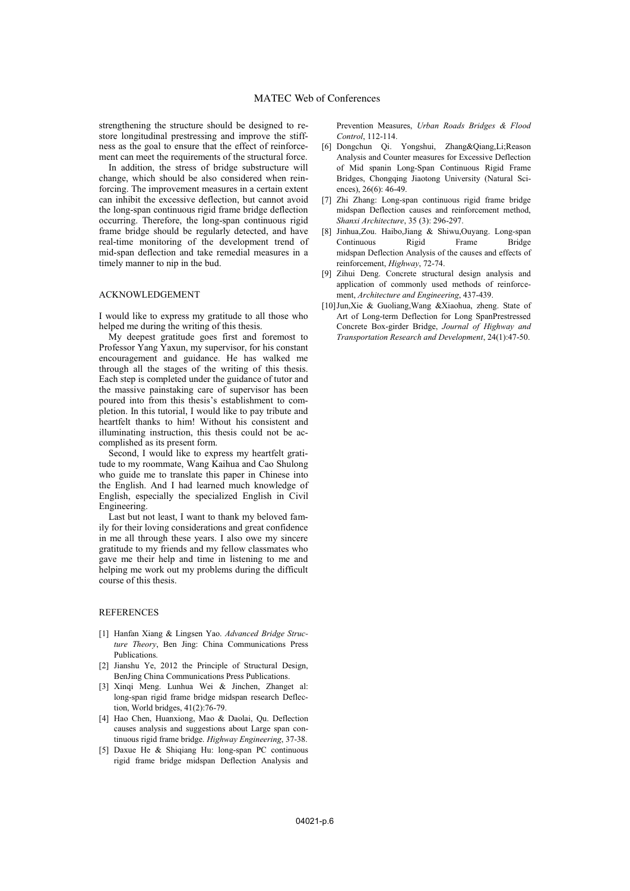strengthening the structure should be designed to restore longitudinal prestressing and improve the stiffness as the goal to ensure that the effect of reinforcement can meet the requirements of the structural force.

In addition, the stress of bridge substructure will change, which should be also considered when reinforcing. The improvement measures in a certain extent can inhibit the excessive deflection, but cannot avoid the long-span continuous rigid frame bridge deflection occurring. Therefore, the long-span continuous rigid frame bridge should be regularly detected, and have real-time monitoring of the development trend of mid-span deflection and take remedial measures in a timely manner to nip in the bud.

## ACKNOWLEDGEMENT

I would like to express my gratitude to all those who helped me during the writing of this thesis.

My deepest gratitude goes first and foremost to Professor Yang Yaxun, my supervisor, for his constant encouragement and guidance. He has walked me through all the stages of the writing of this thesis. Each step is completed under the guidance of tutor and the massive painstaking care of supervisor has been poured into from this thesis's establishment to completion. In this tutorial, I would like to pay tribute and heartfelt thanks to him! Without his consistent and illuminating instruction, this thesis could not be accomplished as its present form.

Second, I would like to express my heartfelt gratitude to my roommate, Wang Kaihua and Cao Shulong who guide me to translate this paper in Chinese into the English. And I had learned much knowledge of English, especially the specialized English in Civil Engineering.

Last but not least, I want to thank my beloved family for their loving considerations and great confidence in me all through these years. I also owe my sincere gratitude to my friends and my fellow classmates who gave me their help and time in listening to me and helping me work out my problems during the difficult course of this thesis.

## REFERENCES

[1] Hanfan Xiang & Lingsen Yao. *Advanced Bridge Structure Theory*, Ben Jing: China Communications Press Publications.

[2] Jianshu Ye, 2012 the Principle of Structural Design, BenJing China Communications Press Publications.

[3] Xinqi Meng. Lunhua Wei & Jinchen, Zhanget al: long-span rigid frame bridge midspan research Deflection, World bridges, 41(2):76-79.

[4] Hao Chen, Huanxiong, Mao & Daolai, Qu. Deflection causes analysis and suggestions about Large span continuous rigid frame bridge. *Highway Engineering*, 37-38.

[5] Daxue He & Shiqiang Hu: long-span PC continuous rigid frame bridge midspan Deflection Analysis and Prevention Measures, *Urban Roads Bridges & Flood Control*, 112-114.

[6] Dongchun Qi. Yongshui, Zhang&Qiang,Li;Reason Analysis and Counter measures for Excessive Deflection of Mid spanin Long-Span Continuous Rigid Frame Bridges, Chongqing Jiaotong University (Natural Sciences), 26(6): 46-49.

[7] Zhi Zhang: Long-span continuous rigid frame bridge midspan Deflection causes and reinforcement method, *Shanxi Architecture*, 35 (3): 296-297.

[8] Jinhua,Zou. Haibo,Jiang & Shiwu,Ouyang. Long-span Continuous Rigid Frame Bridge midspan Deflection Analysis of the causes and effects of reinforcement, *Highway*, 72-74.

[9] Zihui Deng. Concrete structural design analysis and application of commonly used methods of reinforcement, *Architecture and Engineering*, 437-439.

[10] Jun,Xie & Guoliang,Wang &Xiaohua, zheng. State of Art of Long-term Deflection for Long SpanPrestressed Concrete Box-girder Bridge, *Journal of Highway and Transportation Research and Development*, 24(1):47-50.